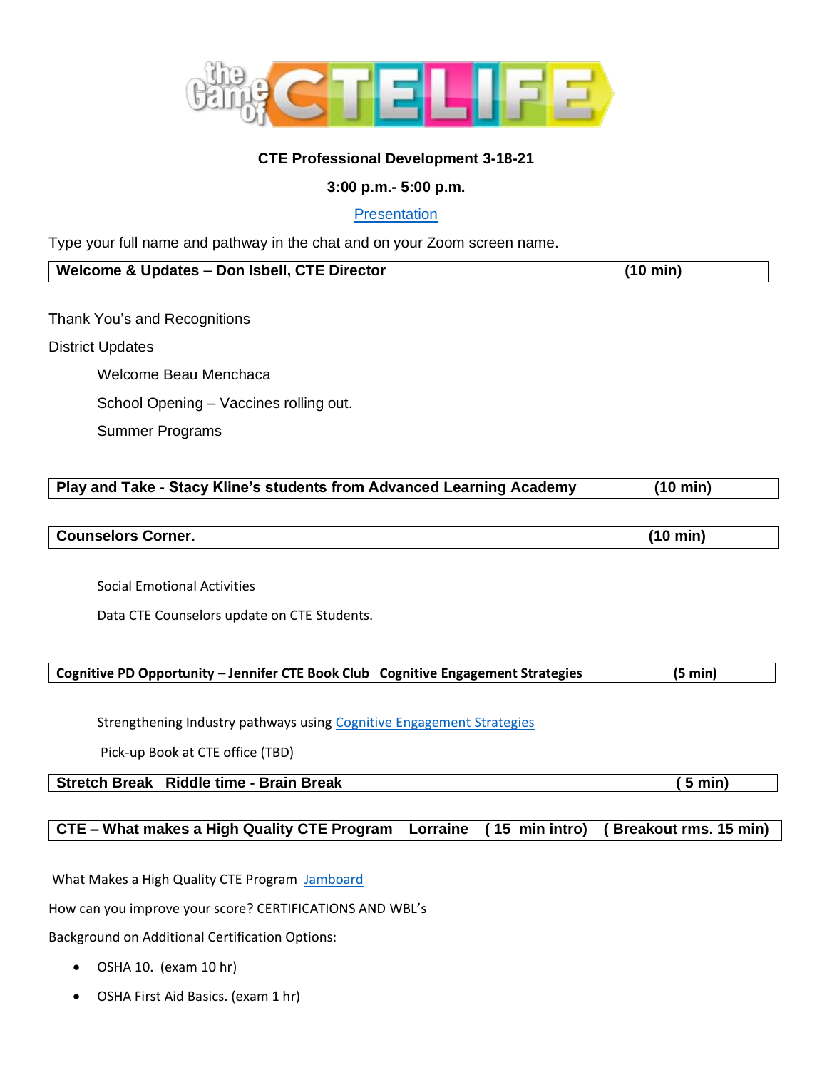# The Game of CTE LIFE

**CTE Professional Development 3-18-21**

**3:00 p.m.- 5:00 p.m.**

[Presentation]

Type your full name and pathway in the chat and on your Zoom screen name.

| **Welcome & Updates – Don Isbell, CTE Director** | **(10 min)** |
|---|---|

Thank You's and Recognitions

District Updates

- Welcome Beau Menchaca
- School Opening – Vaccines rolling out.
- Summer Programs

| **Play and Take - Stacy Kline's students from Advanced Learning Academy** | **(10 min)** |
|---|---|

| **Counselors Corner.** | **(10 min)** |
|---|---|

- Social Emotional Activities
- Data CTE Counselors update on CTE Students.

| **Cognitive PD Opportunity – Jennifer CTE Book Club Cognitive Engagement Strategies** | **(5 min)** |
|---|---|

- Strengthening Industry pathways using [Cognitive Engagement Strategies]
- Pick-up Book at CTE office (TBD)

| **Stretch Break Riddle time - Brain Break** | **( 5 min)** |
|---|---|

| **CTE – What makes a High Quality CTE Program Lorraine** | **( 15 min intro)** | **( Breakout rms. 15 min)** |
|---|---|---|

What Makes a High Quality CTE Program [Jamboard]

How can you improve your score? CERTIFICATIONS AND WBL's

Background on Additional Certification Options:

- OSHA 10. (exam 10 hr)
- OSHA First Aid Basics. (exam 1 hr)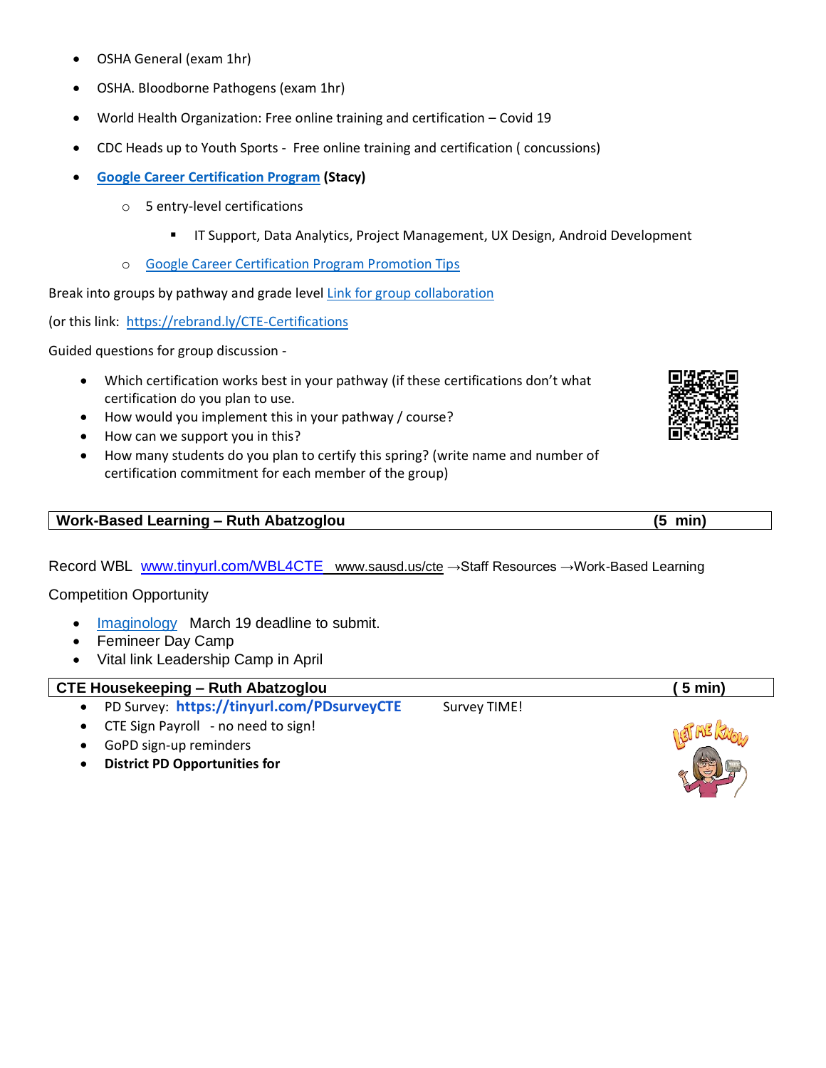- OSHA General (exam 1hr)
- OSHA. Bloodborne Pathogens (exam 1hr)
- World Health Organization: Free online training and certification – Covid 19
- CDC Heads up to Youth Sports - Free online training and certification ( concussions)
- **Google Career Certification Program (Stacy)**
  - 5 entry-level certifications
    - IT Support, Data Analytics, Project Management, UX Design, Android Development
  - Google Career Certification Program Promotion Tips

Break into groups by pathway and grade level Link for group collaboration

(or this link: https://rebrand.ly/CTE-Certifications

Guided questions for group discussion -

- Which certification works best in your pathway (if these certifications don't what certification do you plan to use.
- How would you implement this in your pathway / course?
- How can we support you in this?
- How many students do you plan to certify this spring? (write name and number of certification commitment for each member of the group)

| **Work-Based Learning – Ruth Abatzoglou** | **(5 min)** |
|---|---|

Record WBL www.tinyurl.com/WBL4CTE www.sausd.us/cte →Staff Resources →Work-Based Learning

Competition Opportunity

- Imaginology March 19 deadline to submit.
- Femineer Day Camp
- Vital link Leadership Camp in April

| **CTE Housekeeping – Ruth Abatzoglou** | **( 5 min)** |
|---|---|

- PD Survey: **https://tinyurl.com/PDsurveyCTE** Survey TIME!
- CTE Sign Payroll - no need to sign!
- GoPD sign-up reminders
- **District PD Opportunities for**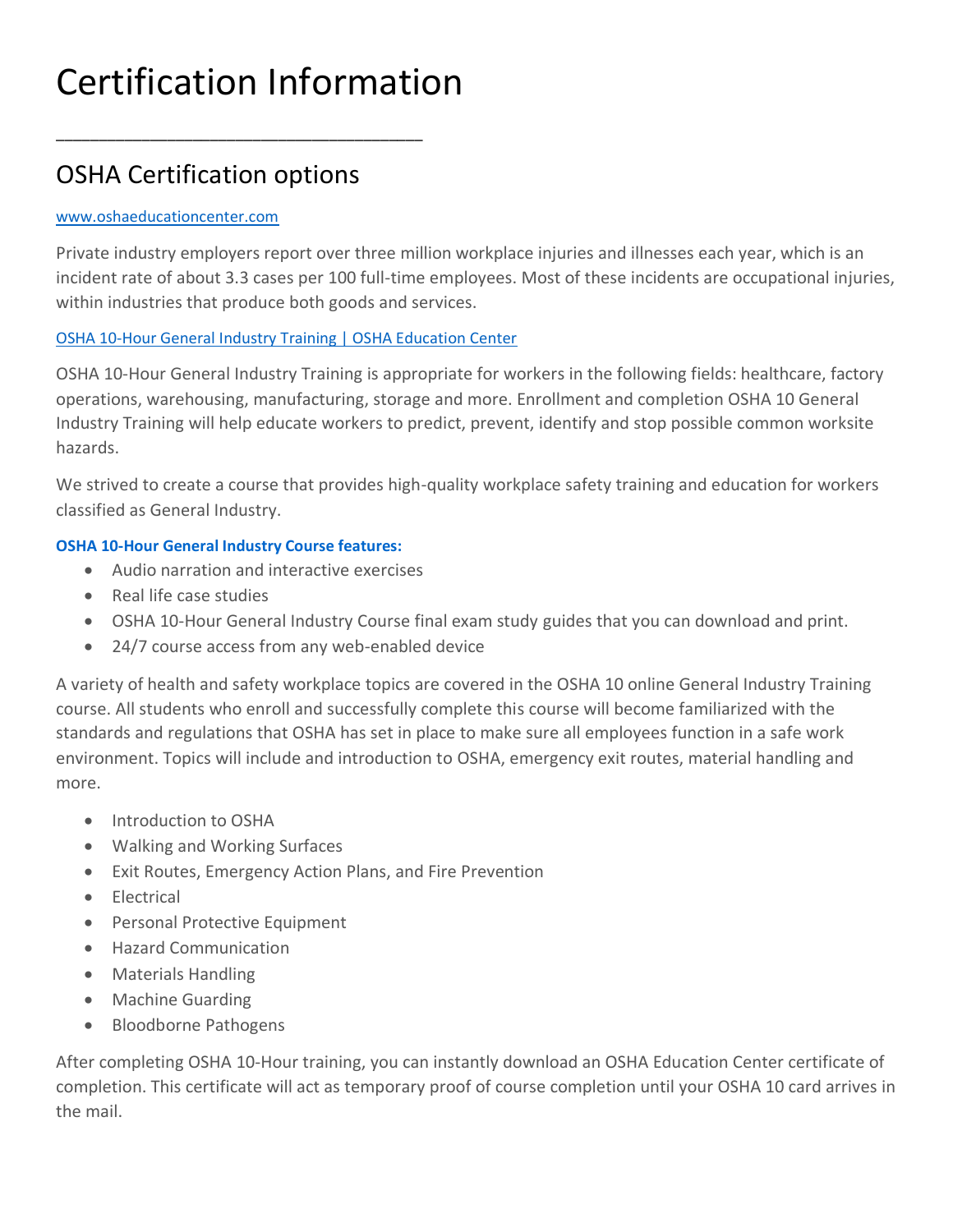# Certification Information

---

## OSHA Certification options

[www.oshaeducationcenter.com](www.oshaeducationcenter.com)

Private industry employers report over three million workplace injuries and illnesses each year, which is an incident rate of about 3.3 cases per 100 full-time employees. Most of these incidents are occupational injuries, within industries that produce both goods and services.

[OSHA 10-Hour General Industry Training | OSHA Education Center]()

OSHA 10-Hour General Industry Training is appropriate for workers in the following fields: healthcare, factory operations, warehousing, manufacturing, storage and more. Enrollment and completion OSHA 10 General Industry Training will help educate workers to predict, prevent, identify and stop possible common worksite hazards.

We strived to create a course that provides high-quality workplace safety training and education for workers classified as General Industry.

**OSHA 10-Hour General Industry Course features:**

- Audio narration and interactive exercises
- Real life case studies
- OSHA 10-Hour General Industry Course final exam study guides that you can download and print.
- 24/7 course access from any web-enabled device

A variety of health and safety workplace topics are covered in the OSHA 10 online General Industry Training course. All students who enroll and successfully complete this course will become familiarized with the standards and regulations that OSHA has set in place to make sure all employees function in a safe work environment. Topics will include and introduction to OSHA, emergency exit routes, material handling and more.

- Introduction to OSHA
- Walking and Working Surfaces
- Exit Routes, Emergency Action Plans, and Fire Prevention
- Electrical
- Personal Protective Equipment
- Hazard Communication
- Materials Handling
- Machine Guarding
- Bloodborne Pathogens

After completing OSHA 10-Hour training, you can instantly download an OSHA Education Center certificate of completion. This certificate will act as temporary proof of course completion until your OSHA 10 card arrives in the mail.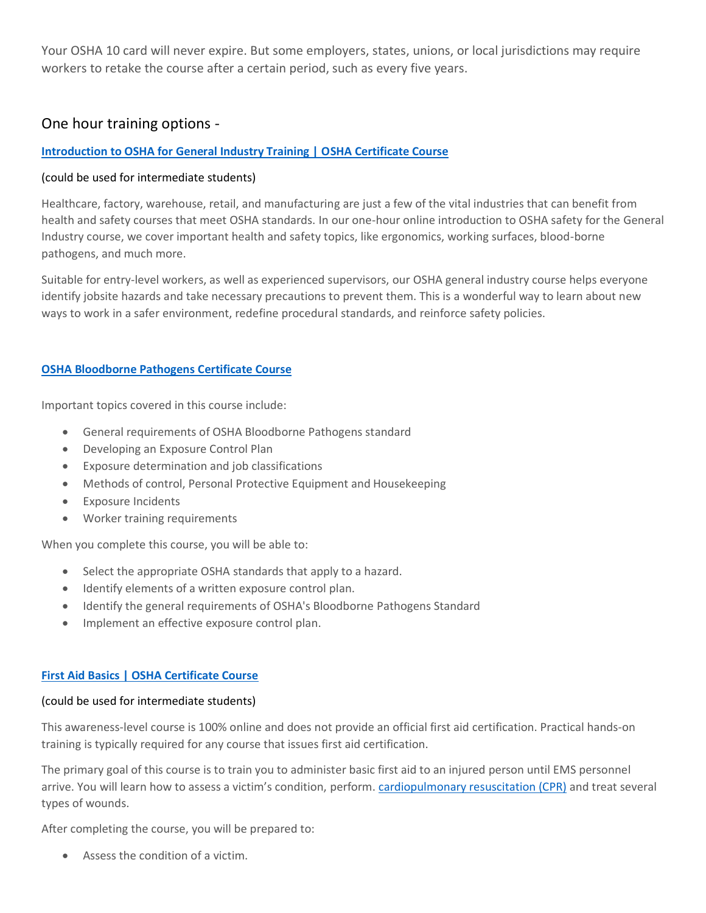Your OSHA 10 card will never expire. But some employers, states, unions, or local jurisdictions may require workers to retake the course after a certain period, such as every five years.

## One hour training options -

### [Introduction to OSHA for General Industry Training | OSHA Certificate Course]

(could be used for intermediate students)

Healthcare, factory, warehouse, retail, and manufacturing are just a few of the vital industries that can benefit from health and safety courses that meet OSHA standards. In our one-hour online introduction to OSHA safety for the General Industry course, we cover important health and safety topics, like ergonomics, working surfaces, blood-borne pathogens, and much more.

Suitable for entry-level workers, as well as experienced supervisors, our OSHA general industry course helps everyone identify jobsite hazards and take necessary precautions to prevent them. This is a wonderful way to learn about new ways to work in a safer environment, redefine procedural standards, and reinforce safety policies.

### [OSHA Bloodborne Pathogens Certificate Course]

Important topics covered in this course include:

- General requirements of OSHA Bloodborne Pathogens standard
- Developing an Exposure Control Plan
- Exposure determination and job classifications
- Methods of control, Personal Protective Equipment and Housekeeping
- Exposure Incidents
- Worker training requirements

When you complete this course, you will be able to:

- Select the appropriate OSHA standards that apply to a hazard.
- Identify elements of a written exposure control plan.
- Identify the general requirements of OSHA's Bloodborne Pathogens Standard
- Implement an effective exposure control plan.

### [First Aid Basics | OSHA Certificate Course]

(could be used for intermediate students)

This awareness-level course is 100% online and does not provide an official first aid certification. Practical hands-on training is typically required for any course that issues first aid certification.

The primary goal of this course is to train you to administer basic first aid to an injured person until EMS personnel arrive. You will learn how to assess a victim's condition, perform. [cardiopulmonary resuscitation (CPR)] and treat several types of wounds.

After completing the course, you will be prepared to:

- Assess the condition of a victim.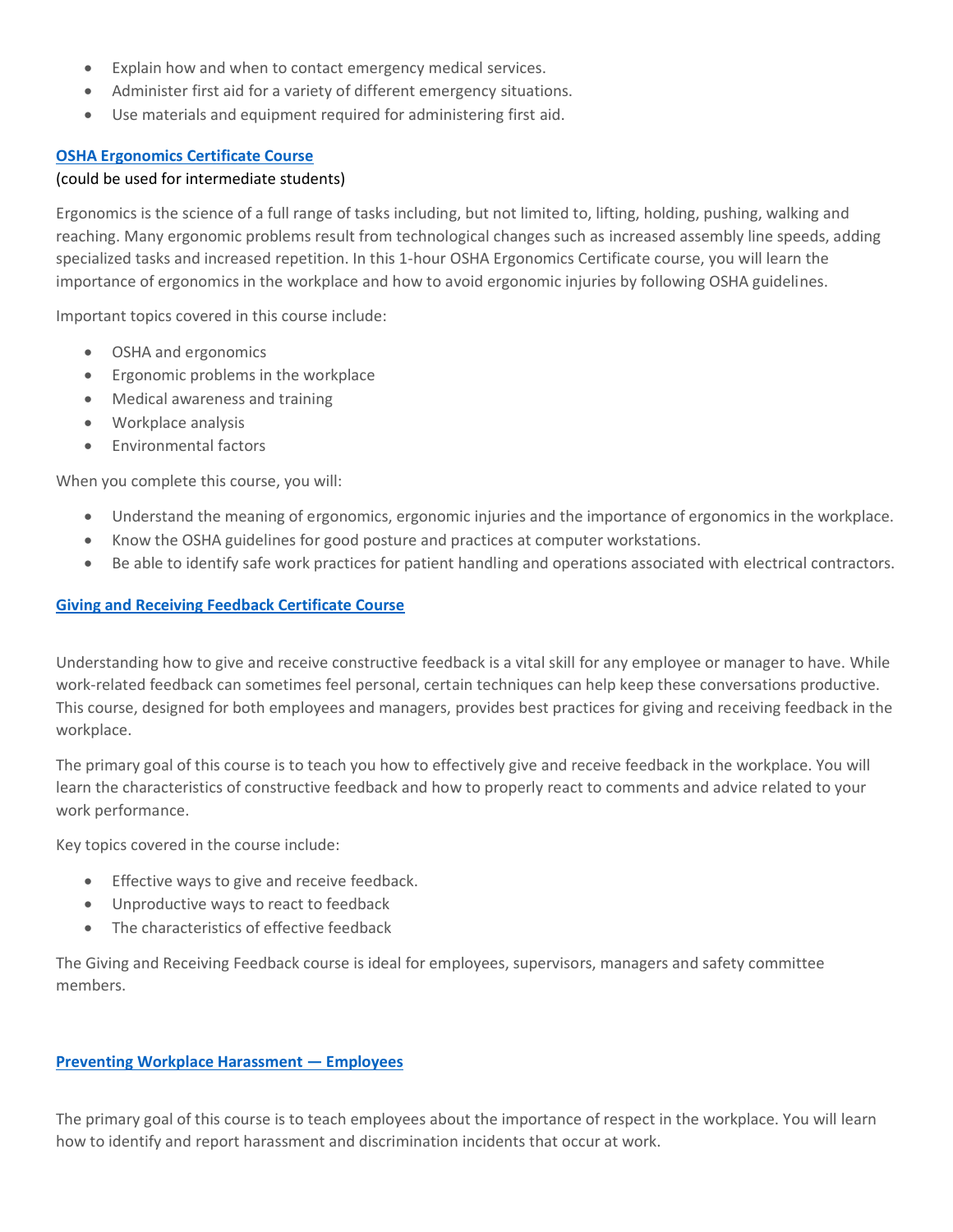- Explain how and when to contact emergency medical services.
- Administer first aid for a variety of different emergency situations.
- Use materials and equipment required for administering first aid.

### OSHA Ergonomics Certificate Course

(could be used for intermediate students)

Ergonomics is the science of a full range of tasks including, but not limited to, lifting, holding, pushing, walking and reaching. Many ergonomic problems result from technological changes such as increased assembly line speeds, adding specialized tasks and increased repetition. In this 1-hour OSHA Ergonomics Certificate course, you will learn the importance of ergonomics in the workplace and how to avoid ergonomic injuries by following OSHA guidelines.

Important topics covered in this course include:

- OSHA and ergonomics
- Ergonomic problems in the workplace
- Medical awareness and training
- Workplace analysis
- Environmental factors

When you complete this course, you will:

- Understand the meaning of ergonomics, ergonomic injuries and the importance of ergonomics in the workplace.
- Know the OSHA guidelines for good posture and practices at computer workstations.
- Be able to identify safe work practices for patient handling and operations associated with electrical contractors.

### Giving and Receiving Feedback Certificate Course

Understanding how to give and receive constructive feedback is a vital skill for any employee or manager to have. While work-related feedback can sometimes feel personal, certain techniques can help keep these conversations productive. This course, designed for both employees and managers, provides best practices for giving and receiving feedback in the workplace.

The primary goal of this course is to teach you how to effectively give and receive feedback in the workplace. You will learn the characteristics of constructive feedback and how to properly react to comments and advice related to your work performance.

Key topics covered in the course include:

- Effective ways to give and receive feedback.
- Unproductive ways to react to feedback
- The characteristics of effective feedback

The Giving and Receiving Feedback course is ideal for employees, supervisors, managers and safety committee members.

### Preventing Workplace Harassment — Employees

The primary goal of this course is to teach employees about the importance of respect in the workplace. You will learn how to identify and report harassment and discrimination incidents that occur at work.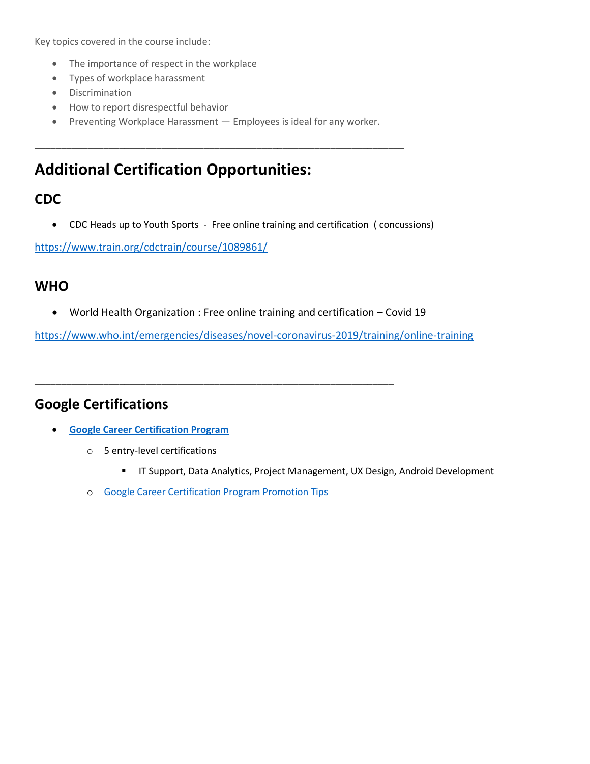Key topics covered in the course include:

- The importance of respect in the workplace
- Types of workplace harassment
- Discrimination
- How to report disrespectful behavior
- Preventing Workplace Harassment — Employees is ideal for any worker.

---

# Additional Certification Opportunities:

## CDC

- CDC Heads up to Youth Sports - Free online training and certification ( concussions)

https://www.train.org/cdctrain/course/1089861/

## WHO

- World Health Organization : Free online training and certification – Covid 19

https://www.who.int/emergencies/diseases/novel-coronavirus-2019/training/online-training

---

## Google Certifications

- **Google Career Certification Program**
  - 5 entry-level certifications
    - IT Support, Data Analytics, Project Management, UX Design, Android Development
  - Google Career Certification Program Promotion Tips